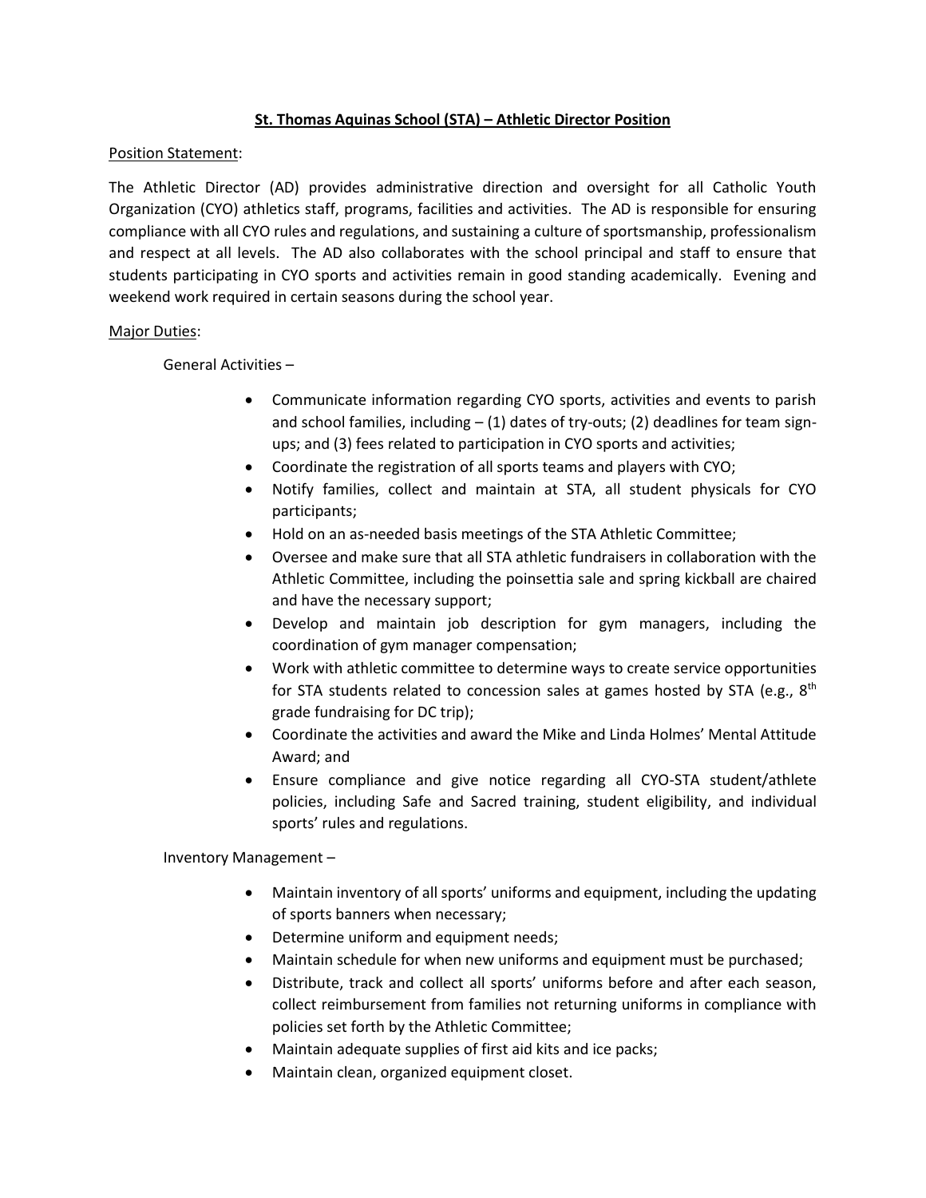# St. Thomas Aquinas School (STA) – Athletic Director Position

Position Statement:

The Athletic Director (AD) provides administrative direction and oversight for all Catholic Youth Organization (CYO) athletics staff, programs, facilities and activities. The AD is responsible for ensuring compliance with all CYO rules and regulations, and sustaining a culture of sportsmanship, professionalism and respect at all levels. The AD also collaborates with the school principal and staff to ensure that students participating in CYO sports and activities remain in good standing academically. Evening and weekend work required in certain seasons during the school year.

Major Duties:

General Activities –

- Communicate information regarding CYO sports, activities and events to parish and school families, including – (1) dates of try-outs; (2) deadlines for team sign-ups; and (3) fees related to participation in CYO sports and activities;
- Coordinate the registration of all sports teams and players with CYO;
- Notify families, collect and maintain at STA, all student physicals for CYO participants;
- Hold on an as-needed basis meetings of the STA Athletic Committee;
- Oversee and make sure that all STA athletic fundraisers in collaboration with the Athletic Committee, including the poinsettia sale and spring kickball are chaired and have the necessary support;
- Develop and maintain job description for gym managers, including the coordination of gym manager compensation;
- Work with athletic committee to determine ways to create service opportunities for STA students related to concession sales at games hosted by STA (e.g., 8th grade fundraising for DC trip);
- Coordinate the activities and award the Mike and Linda Holmes' Mental Attitude Award; and
- Ensure compliance and give notice regarding all CYO-STA student/athlete policies, including Safe and Sacred training, student eligibility, and individual sports' rules and regulations.

Inventory Management –

- Maintain inventory of all sports' uniforms and equipment, including the updating of sports banners when necessary;
- Determine uniform and equipment needs;
- Maintain schedule for when new uniforms and equipment must be purchased;
- Distribute, track and collect all sports' uniforms before and after each season, collect reimbursement from families not returning uniforms in compliance with policies set forth by the Athletic Committee;
- Maintain adequate supplies of first aid kits and ice packs;
- Maintain clean, organized equipment closet.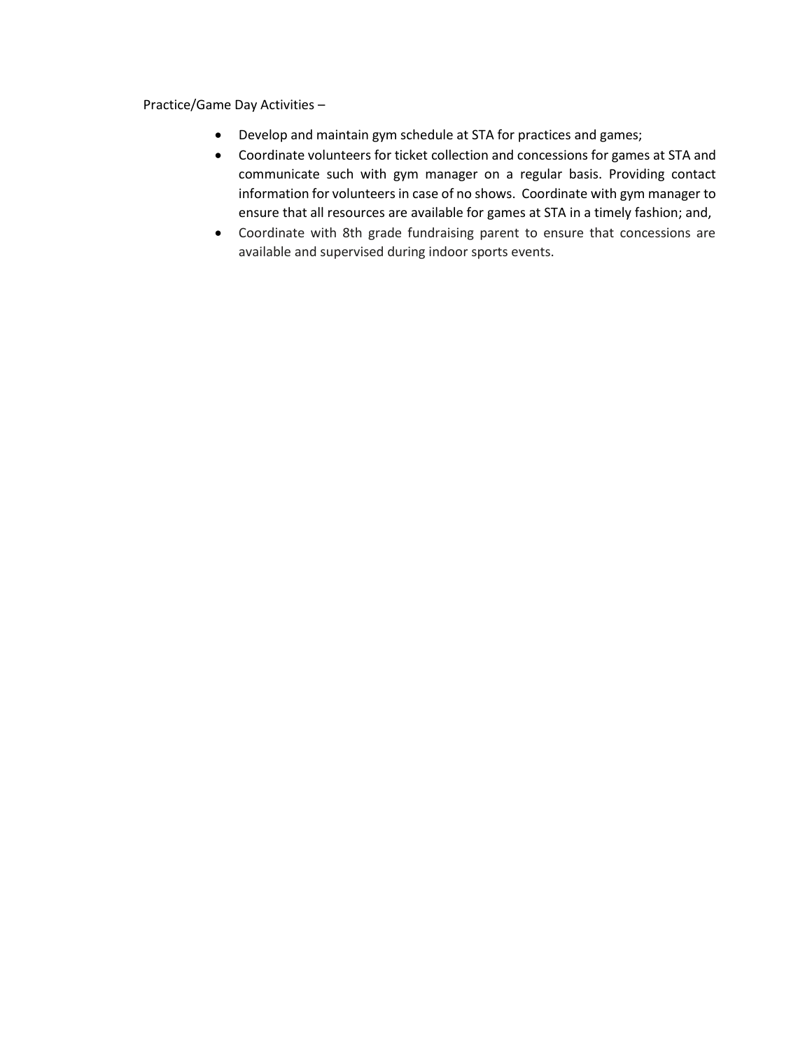Practice/Game Day Activities –

- Develop and maintain gym schedule at STA for practices and games;
- Coordinate volunteers for ticket collection and concessions for games at STA and communicate such with gym manager on a regular basis. Providing contact information for volunteers in case of no shows. Coordinate with gym manager to ensure that all resources are available for games at STA in a timely fashion; and,
- Coordinate with 8th grade fundraising parent to ensure that concessions are available and supervised during indoor sports events.